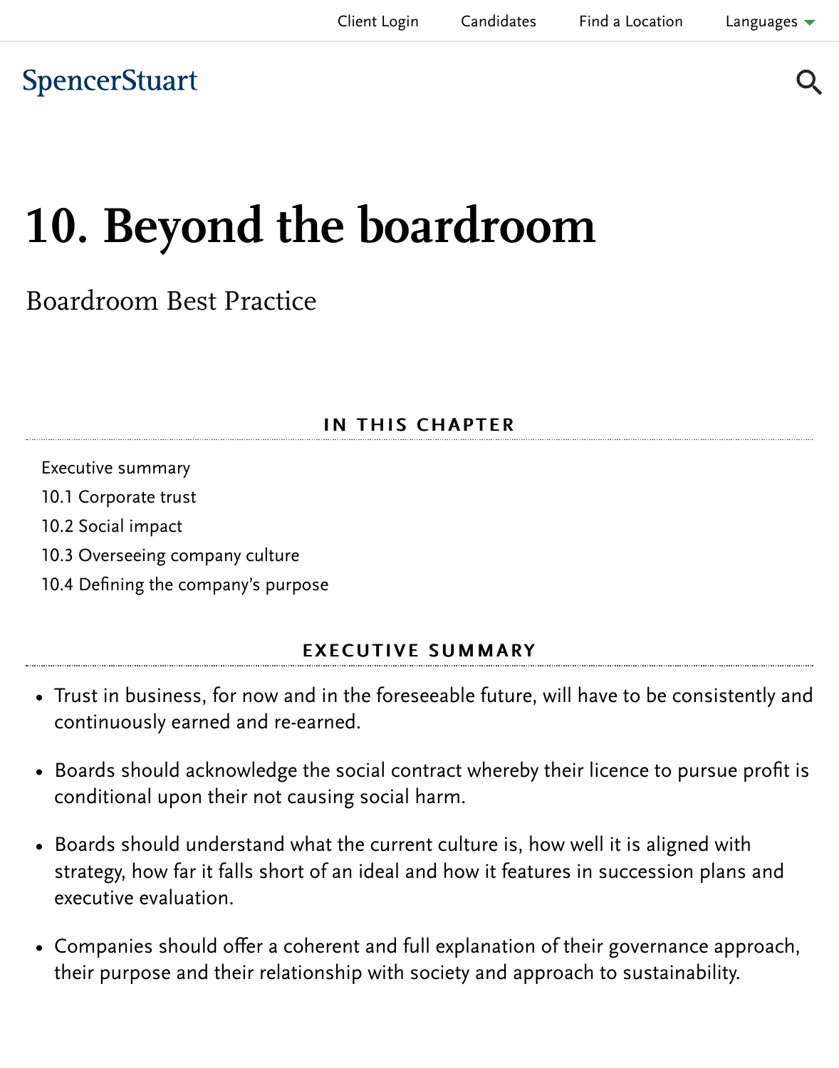# 10. Beyond the boardroom

Boardroom Best Practice

## IN THIS CHAPTER

- Executive summary
- 10.1 Corporate trust
- 10.2 Social impact
- 10.3 Overseeing company culture
- 10.4 Defining the company's purpose

## EXECUTIVE SUMMARY

- Trust in business, for now and in the foreseeable future, will have to be consistently and continuously earned and re-earned.
- Boards should acknowledge the social contract whereby their licence to pursue profit is conditional upon their not causing social harm.
- Boards should understand what the current culture is, how well it is aligned with strategy, how far it falls short of an ideal and how it features in succession plans and executive evaluation.
- Companies should offer a coherent and full explanation of their governance approach, their purpose and their relationship with society and approach to sustainability.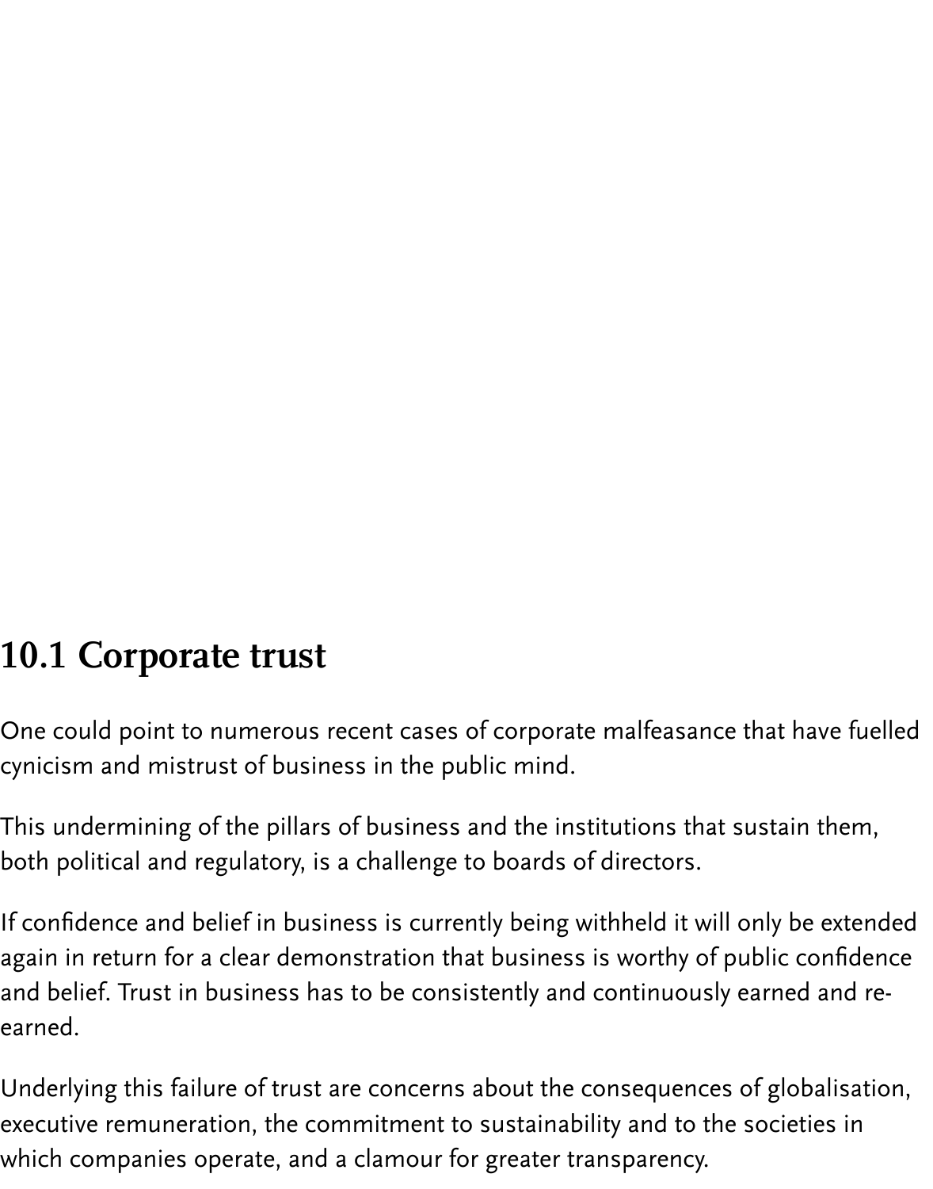## 10.1 Corporate trust

One could point to numerous recent cases of corporate malfeasance that have fuelled cynicism and mistrust of business in the public mind.

This undermining of the pillars of business and the institutions that sustain them, both political and regulatory, is a challenge to boards of directors.

If confidence and belief in business is currently being withheld it will only be extended again in return for a clear demonstration that business is worthy of public confidence and belief. Trust in business has to be consistently and continuously earned and re-earned.

Underlying this failure of trust are concerns about the consequences of globalisation, executive remuneration, the commitment to sustainability and to the societies in which companies operate, and a clamour for greater transparency.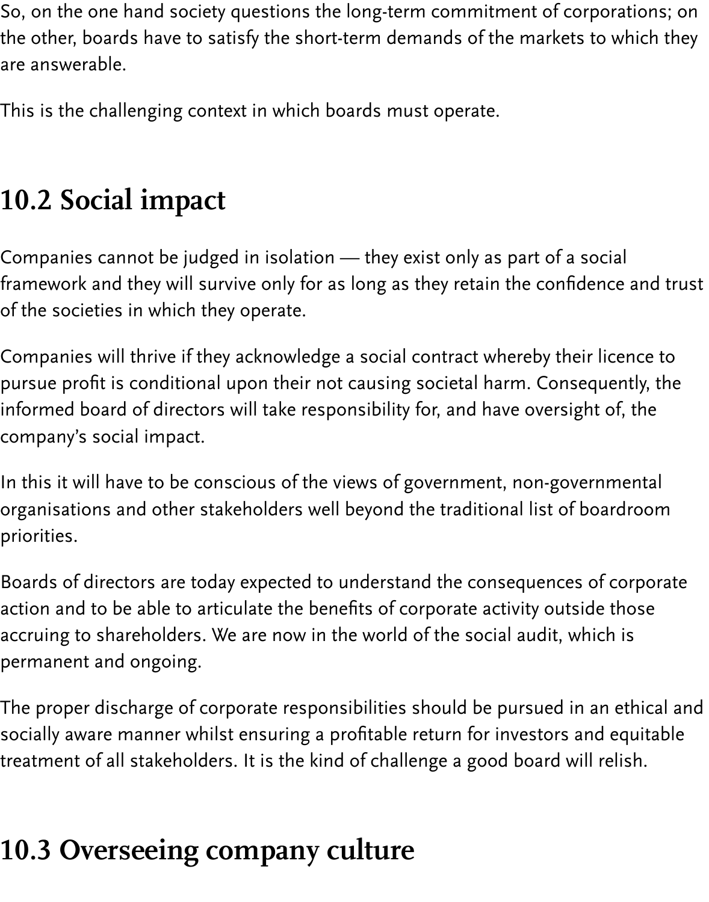So, on the one hand society questions the long-term commitment of corporations; on the other, boards have to satisfy the short-term demands of the markets to which they are answerable.

This is the challenging context in which boards must operate.

## 10.2 Social impact

Companies cannot be judged in isolation — they exist only as part of a social framework and they will survive only for as long as they retain the confidence and trust of the societies in which they operate.

Companies will thrive if they acknowledge a social contract whereby their licence to pursue profit is conditional upon their not causing societal harm. Consequently, the informed board of directors will take responsibility for, and have oversight of, the company's social impact.

In this it will have to be conscious of the views of government, non-governmental organisations and other stakeholders well beyond the traditional list of boardroom priorities.

Boards of directors are today expected to understand the consequences of corporate action and to be able to articulate the benefits of corporate activity outside those accruing to shareholders. We are now in the world of the social audit, which is permanent and ongoing.

The proper discharge of corporate responsibilities should be pursued in an ethical and socially aware manner whilst ensuring a profitable return for investors and equitable treatment of all stakeholders. It is the kind of challenge a good board will relish.

## 10.3 Overseeing company culture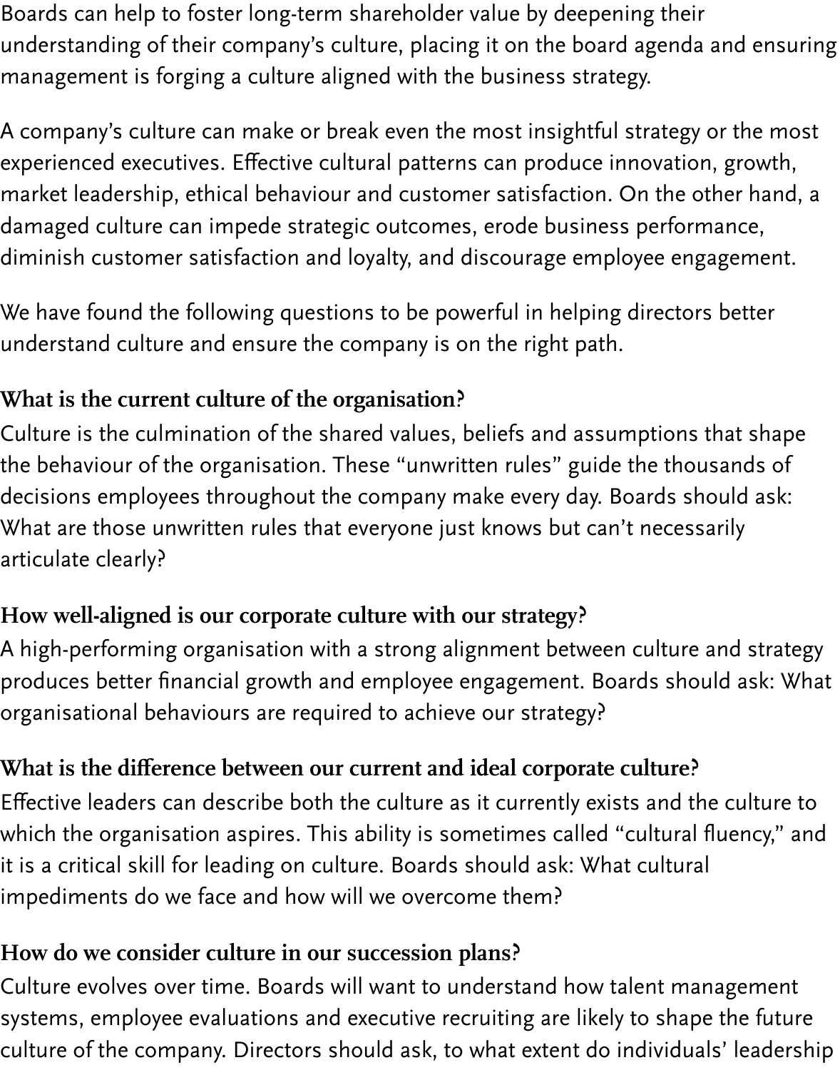Boards can help to foster long-term shareholder value by deepening their understanding of their company's culture, placing it on the board agenda and ensuring management is forging a culture aligned with the business strategy.

A company's culture can make or break even the most insightful strategy or the most experienced executives. Effective cultural patterns can produce innovation, growth, market leadership, ethical behaviour and customer satisfaction. On the other hand, a damaged culture can impede strategic outcomes, erode business performance, diminish customer satisfaction and loyalty, and discourage employee engagement.

We have found the following questions to be powerful in helping directors better understand culture and ensure the company is on the right path.

### What is the current culture of the organisation?

Culture is the culmination of the shared values, beliefs and assumptions that shape the behaviour of the organisation. These "unwritten rules" guide the thousands of decisions employees throughout the company make every day. Boards should ask: What are those unwritten rules that everyone just knows but can't necessarily articulate clearly?

### How well-aligned is our corporate culture with our strategy?

A high-performing organisation with a strong alignment between culture and strategy produces better financial growth and employee engagement. Boards should ask: What organisational behaviours are required to achieve our strategy?

### What is the difference between our current and ideal corporate culture?

Effective leaders can describe both the culture as it currently exists and the culture to which the organisation aspires. This ability is sometimes called "cultural fluency," and it is a critical skill for leading on culture. Boards should ask: What cultural impediments do we face and how will we overcome them?

### How do we consider culture in our succession plans?

Culture evolves over time. Boards will want to understand how talent management systems, employee evaluations and executive recruiting are likely to shape the future culture of the company. Directors should ask, to what extent do individuals' leadership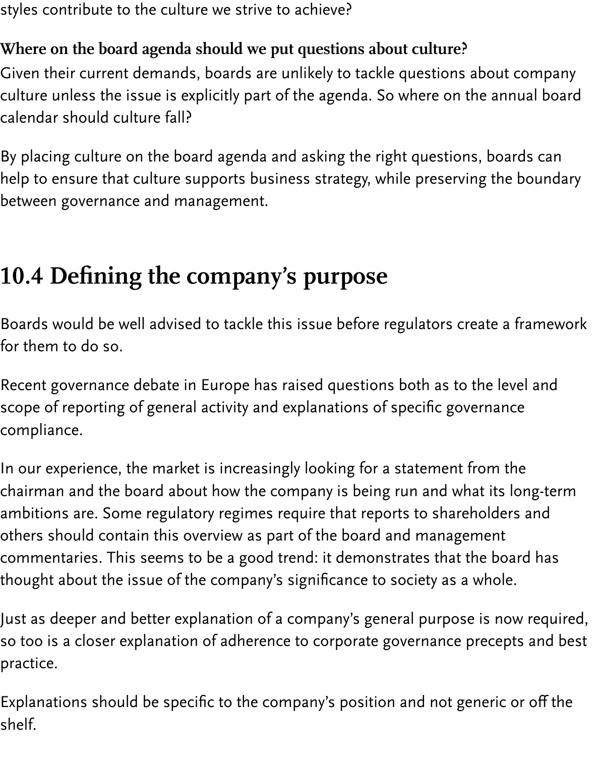styles contribute to the culture we strive to achieve?

**Where on the board agenda should we put questions about culture?**
Given their current demands, boards are unlikely to tackle questions about company culture unless the issue is explicitly part of the agenda. So where on the annual board calendar should culture fall?

By placing culture on the board agenda and asking the right questions, boards can help to ensure that culture supports business strategy, while preserving the boundary between governance and management.

## 10.4 Defining the company's purpose

Boards would be well advised to tackle this issue before regulators create a framework for them to do so.

Recent governance debate in Europe has raised questions both as to the level and scope of reporting of general activity and explanations of specific governance compliance.

In our experience, the market is increasingly looking for a statement from the chairman and the board about how the company is being run and what its long-term ambitions are. Some regulatory regimes require that reports to shareholders and others should contain this overview as part of the board and management commentaries. This seems to be a good trend: it demonstrates that the board has thought about the issue of the company's significance to society as a whole.

Just as deeper and better explanation of a company's general purpose is now required, so too is a closer explanation of adherence to corporate governance precepts and best practice.

Explanations should be specific to the company's position and not generic or off the shelf.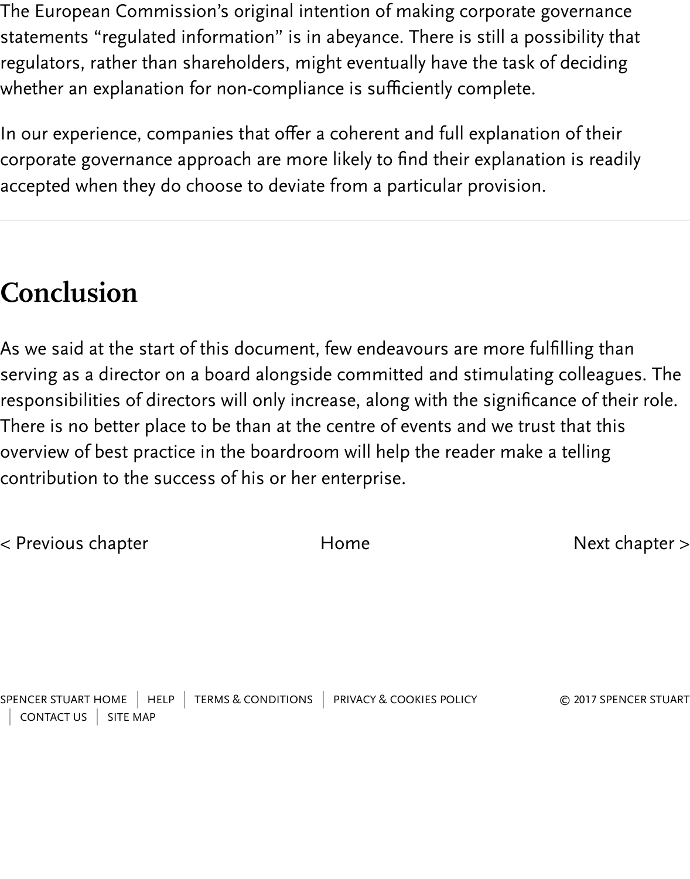The European Commission's original intention of making corporate governance statements "regulated information" is in abeyance. There is still a possibility that regulators, rather than shareholders, might eventually have the task of deciding whether an explanation for non-compliance is sufficiently complete.

In our experience, companies that offer a coherent and full explanation of their corporate governance approach are more likely to find their explanation is readily accepted when they do choose to deviate from a particular provision.

---

## Conclusion

As we said at the start of this document, few endeavours are more fulfilling than serving as a director on a board alongside committed and stimulating colleagues. The responsibilities of directors will only increase, along with the significance of their role. There is no better place to be than at the centre of events and we trust that this overview of best practice in the boardroom will help the reader make a telling contribution to the success of his or her enterprise.

< Previous chapter  Home  Next chapter >

SPENCER STUART HOME | HELP | TERMS & CONDITIONS | PRIVACY & COOKIES POLICY | CONTACT US | SITE MAP

© 2017 SPENCER STUART